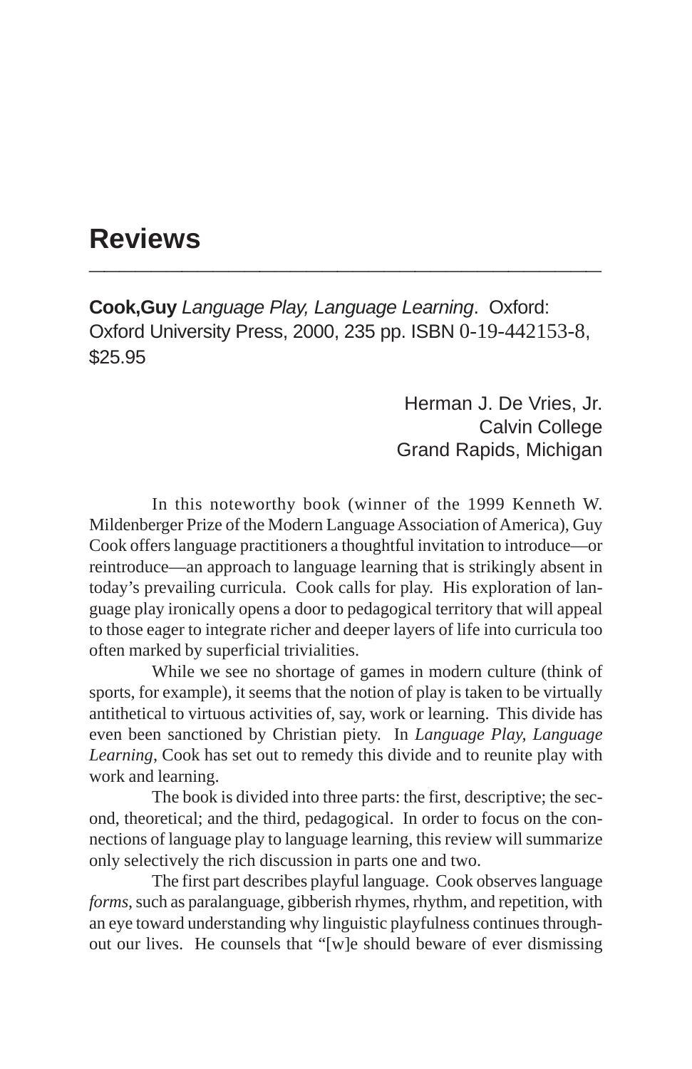# Reviews

---

**Cook,Guy** *Language Play, Language Learning*. Oxford: Oxford University Press, 2000, 235 pp. ISBN 0-19-442153-8, $25.95

Herman J. De Vries, Jr.
Calvin College
Grand Rapids, Michigan

In this noteworthy book (winner of the 1999 Kenneth W. Mildenberger Prize of the Modern Language Association of America), Guy Cook offers language practitioners a thoughtful invitation to introduce—or reintroduce—an approach to language learning that is strikingly absent in today's prevailing curricula. Cook calls for play. His exploration of language play ironically opens a door to pedagogical territory that will appeal to those eager to integrate richer and deeper layers of life into curricula too often marked by superficial trivialities.

While we see no shortage of games in modern culture (think of sports, for example), it seems that the notion of play is taken to be virtually antithetical to virtuous activities of, say, work or learning. This divide has even been sanctioned by Christian piety. In *Language Play, Language Learning*, Cook has set out to remedy this divide and to reunite play with work and learning.

The book is divided into three parts: the first, descriptive; the second, theoretical; and the third, pedagogical. In order to focus on the connections of language play to language learning, this review will summarize only selectively the rich discussion in parts one and two.

The first part describes playful language. Cook observes language *forms*, such as paralanguage, gibberish rhymes, rhythm, and repetition, with an eye toward understanding why linguistic playfulness continues throughout our lives. He counsels that "[w]e should beware of ever dismissing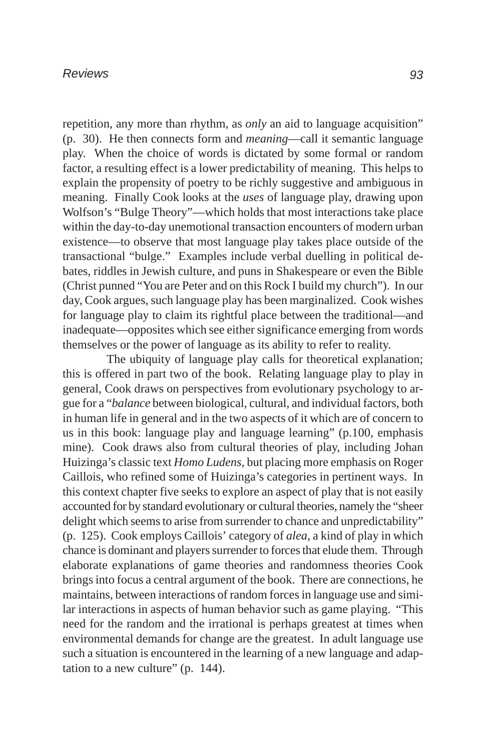repetition, any more than rhythm, as *only* an aid to language acquisition" (p. 30). He then connects form and *meaning*—call it semantic language play. When the choice of words is dictated by some formal or random factor, a resulting effect is a lower predictability of meaning. This helps to explain the propensity of poetry to be richly suggestive and ambiguous in meaning. Finally Cook looks at the *uses* of language play, drawing upon Wolfson's "Bulge Theory"—which holds that most interactions take place within the day-to-day unemotional transaction encounters of modern urban existence—to observe that most language play takes place outside of the transactional "bulge." Examples include verbal duelling in political debates, riddles in Jewish culture, and puns in Shakespeare or even the Bible (Christ punned "You are Peter and on this Rock I build my church"). In our day, Cook argues, such language play has been marginalized. Cook wishes for language play to claim its rightful place between the traditional—and inadequate—opposites which see either significance emerging from words themselves or the power of language as its ability to refer to reality.

The ubiquity of language play calls for theoretical explanation; this is offered in part two of the book. Relating language play to play in general, Cook draws on perspectives from evolutionary psychology to argue for a "*balance* between biological, cultural, and individual factors, both in human life in general and in the two aspects of it which are of concern to us in this book: language play and language learning" (p.100, emphasis mine). Cook draws also from cultural theories of play, including Johan Huizinga's classic text *Homo Ludens*, but placing more emphasis on Roger Caillois, who refined some of Huizinga's categories in pertinent ways. In this context chapter five seeks to explore an aspect of play that is not easily accounted for by standard evolutionary or cultural theories, namely the "sheer delight which seems to arise from surrender to chance and unpredictability" (p. 125). Cook employs Caillois' category of *alea*, a kind of play in which chance is dominant and players surrender to forces that elude them. Through elaborate explanations of game theories and randomness theories Cook brings into focus a central argument of the book. There are connections, he maintains, between interactions of random forces in language use and similar interactions in aspects of human behavior such as game playing. "This need for the random and the irrational is perhaps greatest at times when environmental demands for change are the greatest. In adult language use such a situation is encountered in the learning of a new language and adaptation to a new culture" (p. 144).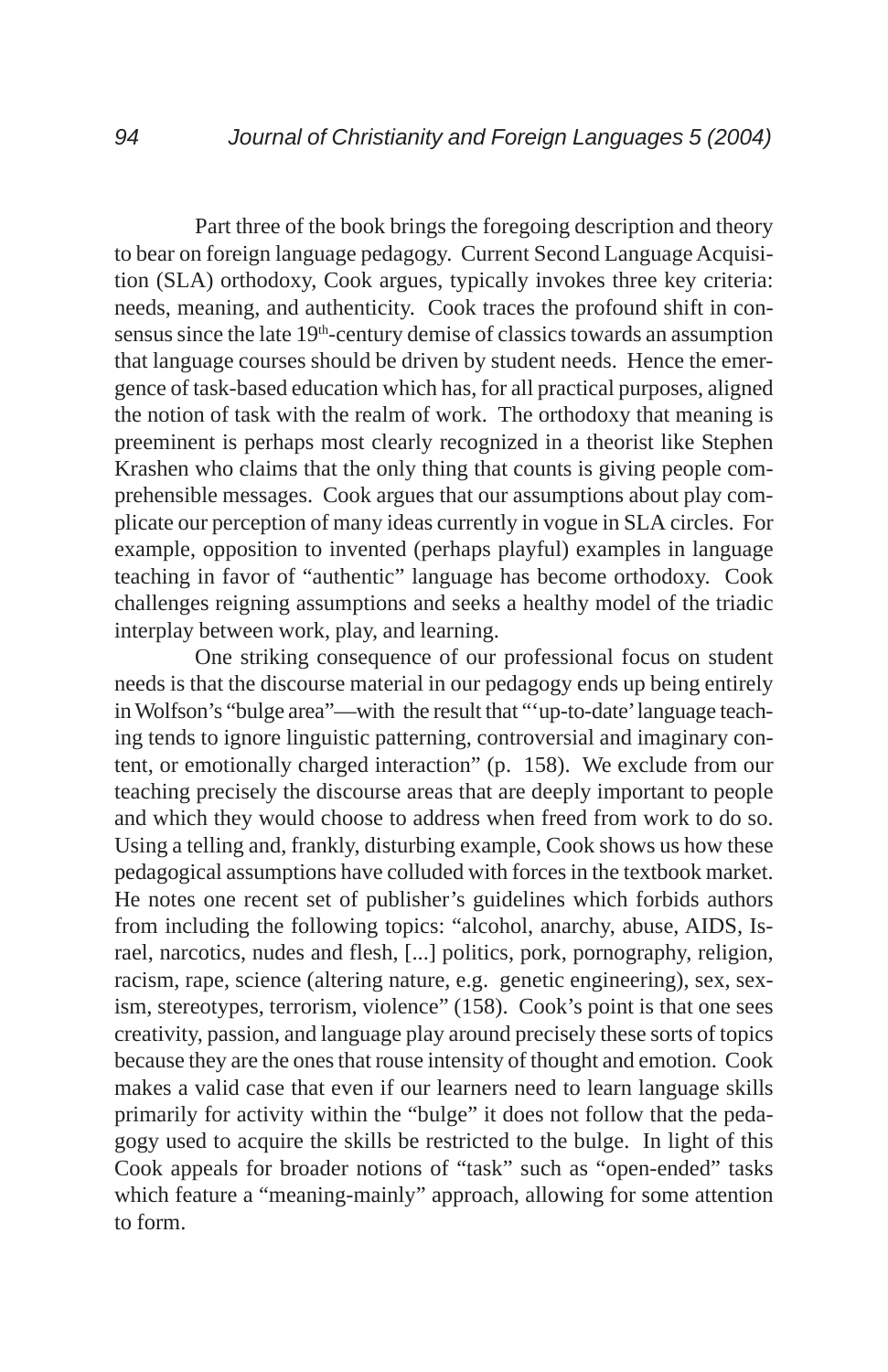Part three of the book brings the foregoing description and theory to bear on foreign language pedagogy. Current Second Language Acquisition (SLA) orthodoxy, Cook argues, typically invokes three key criteria: needs, meaning, and authenticity. Cook traces the profound shift in consensus since the late 19th-century demise of classics towards an assumption that language courses should be driven by student needs. Hence the emergence of task-based education which has, for all practical purposes, aligned the notion of task with the realm of work. The orthodoxy that meaning is preeminent is perhaps most clearly recognized in a theorist like Stephen Krashen who claims that the only thing that counts is giving people comprehensible messages. Cook argues that our assumptions about play complicate our perception of many ideas currently in vogue in SLA circles. For example, opposition to invented (perhaps playful) examples in language teaching in favor of "authentic" language has become orthodoxy. Cook challenges reigning assumptions and seeks a healthy model of the triadic interplay between work, play, and learning.

One striking consequence of our professional focus on student needs is that the discourse material in our pedagogy ends up being entirely in Wolfson's "bulge area"—with the result that "'up-to-date' language teaching tends to ignore linguistic patterning, controversial and imaginary content, or emotionally charged interaction" (p. 158). We exclude from our teaching precisely the discourse areas that are deeply important to people and which they would choose to address when freed from work to do so. Using a telling and, frankly, disturbing example, Cook shows us how these pedagogical assumptions have colluded with forces in the textbook market. He notes one recent set of publisher's guidelines which forbids authors from including the following topics: "alcohol, anarchy, abuse, AIDS, Israel, narcotics, nudes and flesh, [...] politics, pork, pornography, religion, racism, rape, science (altering nature, e.g. genetic engineering), sex, sexism, stereotypes, terrorism, violence" (158). Cook's point is that one sees creativity, passion, and language play around precisely these sorts of topics because they are the ones that rouse intensity of thought and emotion. Cook makes a valid case that even if our learners need to learn language skills primarily for activity within the "bulge" it does not follow that the pedagogy used to acquire the skills be restricted to the bulge. In light of this Cook appeals for broader notions of "task" such as "open-ended" tasks which feature a "meaning-mainly" approach, allowing for some attention to form.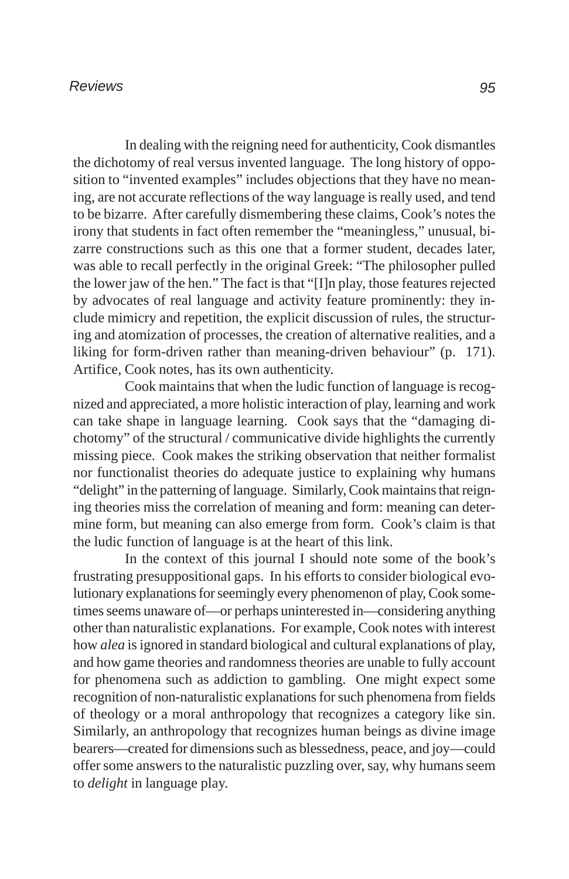In dealing with the reigning need for authenticity, Cook dismantles the dichotomy of real versus invented language. The long history of opposition to "invented examples" includes objections that they have no meaning, are not accurate reflections of the way language is really used, and tend to be bizarre. After carefully dismembering these claims, Cook's notes the irony that students in fact often remember the "meaningless," unusual, bizarre constructions such as this one that a former student, decades later, was able to recall perfectly in the original Greek: "The philosopher pulled the lower jaw of the hen." The fact is that "[I]n play, those features rejected by advocates of real language and activity feature prominently: they include mimicry and repetition, the explicit discussion of rules, the structuring and atomization of processes, the creation of alternative realities, and a liking for form-driven rather than meaning-driven behaviour" (p. 171). Artifice, Cook notes, has its own authenticity.

Cook maintains that when the ludic function of language is recognized and appreciated, a more holistic interaction of play, learning and work can take shape in language learning. Cook says that the "damaging dichotomy" of the structural / communicative divide highlights the currently missing piece. Cook makes the striking observation that neither formalist nor functionalist theories do adequate justice to explaining why humans "delight" in the patterning of language. Similarly, Cook maintains that reigning theories miss the correlation of meaning and form: meaning can determine form, but meaning can also emerge from form. Cook's claim is that the ludic function of language is at the heart of this link.

In the context of this journal I should note some of the book's frustrating presuppositional gaps. In his efforts to consider biological evolutionary explanations for seemingly every phenomenon of play, Cook sometimes seems unaware of—or perhaps uninterested in—considering anything other than naturalistic explanations. For example, Cook notes with interest how *alea* is ignored in standard biological and cultural explanations of play, and how game theories and randomness theories are unable to fully account for phenomena such as addiction to gambling. One might expect some recognition of non-naturalistic explanations for such phenomena from fields of theology or a moral anthropology that recognizes a category like sin. Similarly, an anthropology that recognizes human beings as divine image bearers—created for dimensions such as blessedness, peace, and joy—could offer some answers to the naturalistic puzzling over, say, why humans seem to *delight* in language play.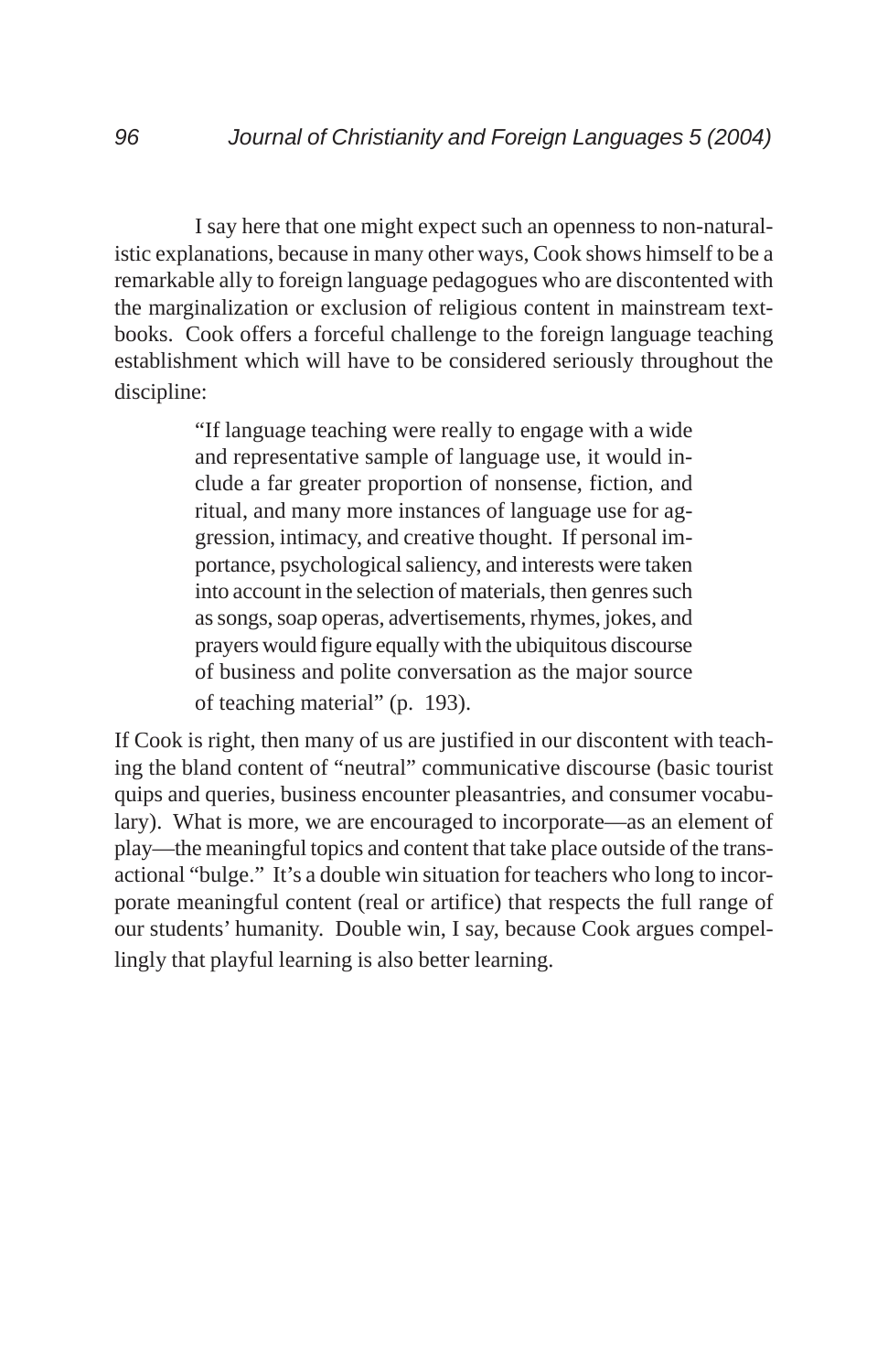I say here that one might expect such an openness to non-naturalistic explanations, because in many other ways, Cook shows himself to be a remarkable ally to foreign language pedagogues who are discontented with the marginalization or exclusion of religious content in mainstream textbooks. Cook offers a forceful challenge to the foreign language teaching establishment which will have to be considered seriously throughout the discipline:

> "If language teaching were really to engage with a wide and representative sample of language use, it would include a far greater proportion of nonsense, fiction, and ritual, and many more instances of language use for aggression, intimacy, and creative thought. If personal importance, psychological saliency, and interests were taken into account in the selection of materials, then genres such as songs, soap operas, advertisements, rhymes, jokes, and prayers would figure equally with the ubiquitous discourse of business and polite conversation as the major source of teaching material" (p. 193).

If Cook is right, then many of us are justified in our discontent with teaching the bland content of "neutral" communicative discourse (basic tourist quips and queries, business encounter pleasantries, and consumer vocabulary). What is more, we are encouraged to incorporate—as an element of play—the meaningful topics and content that take place outside of the transactional "bulge." It's a double win situation for teachers who long to incorporate meaningful content (real or artifice) that respects the full range of our students' humanity. Double win, I say, because Cook argues compellingly that playful learning is also better learning.